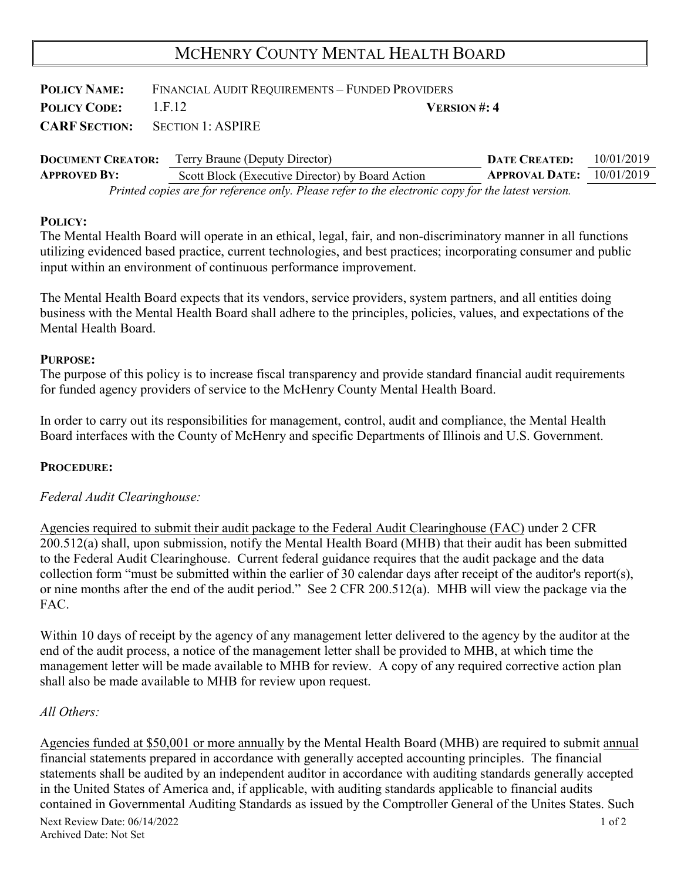# McHenry County Mental Health Board

**Policy Name:** Financial Audit Requirements – Funded Providers
**Policy Code:** 1.F.12 **Version #: 4**
**CARF Section:** Section 1: ASPIRE

| **Document Creator:** | Terry Braune (Deputy Director) | **Date Created:** | 10/01/2019 |
|---|---|---|---|
| **Approved By:** | Scott Block (Executive Director) by Board Action | **Approval Date:** | 10/01/2019 |

*Printed copies are for reference only. Please refer to the electronic copy for the latest version.*

**Policy:**
The Mental Health Board will operate in an ethical, legal, fair, and non-discriminatory manner in all functions utilizing evidenced based practice, current technologies, and best practices; incorporating consumer and public input within an environment of continuous performance improvement.

The Mental Health Board expects that its vendors, service providers, system partners, and all entities doing business with the Mental Health Board shall adhere to the principles, policies, values, and expectations of the Mental Health Board.

**Purpose:**
The purpose of this policy is to increase fiscal transparency and provide standard financial audit requirements for funded agency providers of service to the McHenry County Mental Health Board.

In order to carry out its responsibilities for management, control, audit and compliance, the Mental Health Board interfaces with the County of McHenry and specific Departments of Illinois and U.S. Government.

**Procedure:**

*Federal Audit Clearinghouse:*

<u>Agencies required to submit their audit package to the Federal Audit Clearinghouse (FAC)</u> under 2 CFR 200.512(a) shall, upon submission, notify the Mental Health Board (MHB) that their audit has been submitted to the Federal Audit Clearinghouse. Current federal guidance requires that the audit package and the data collection form "must be submitted within the earlier of 30 calendar days after receipt of the auditor's report(s), or nine months after the end of the audit period." See 2 CFR 200.512(a). MHB will view the package via the FAC.

Within 10 days of receipt by the agency of any management letter delivered to the agency by the auditor at the end of the audit process, a notice of the management letter shall be provided to MHB, at which time the management letter will be made available to MHB for review. A copy of any required corrective action plan shall also be made available to MHB for review upon request.

*All Others:*

<u>Agencies funded at $50,001 or more annually</u> by the Mental Health Board (MHB) are required to submit <u>annual</u> financial statements prepared in accordance with generally accepted accounting principles. The financial statements shall be audited by an independent auditor in accordance with auditing standards generally accepted in the United States of America and, if applicable, with auditing standards applicable to financial audits contained in Governmental Auditing Standards as issued by the Comptroller General of the Unites States. Such

Next Review Date: 06/14/2022
Archived Date: Not Set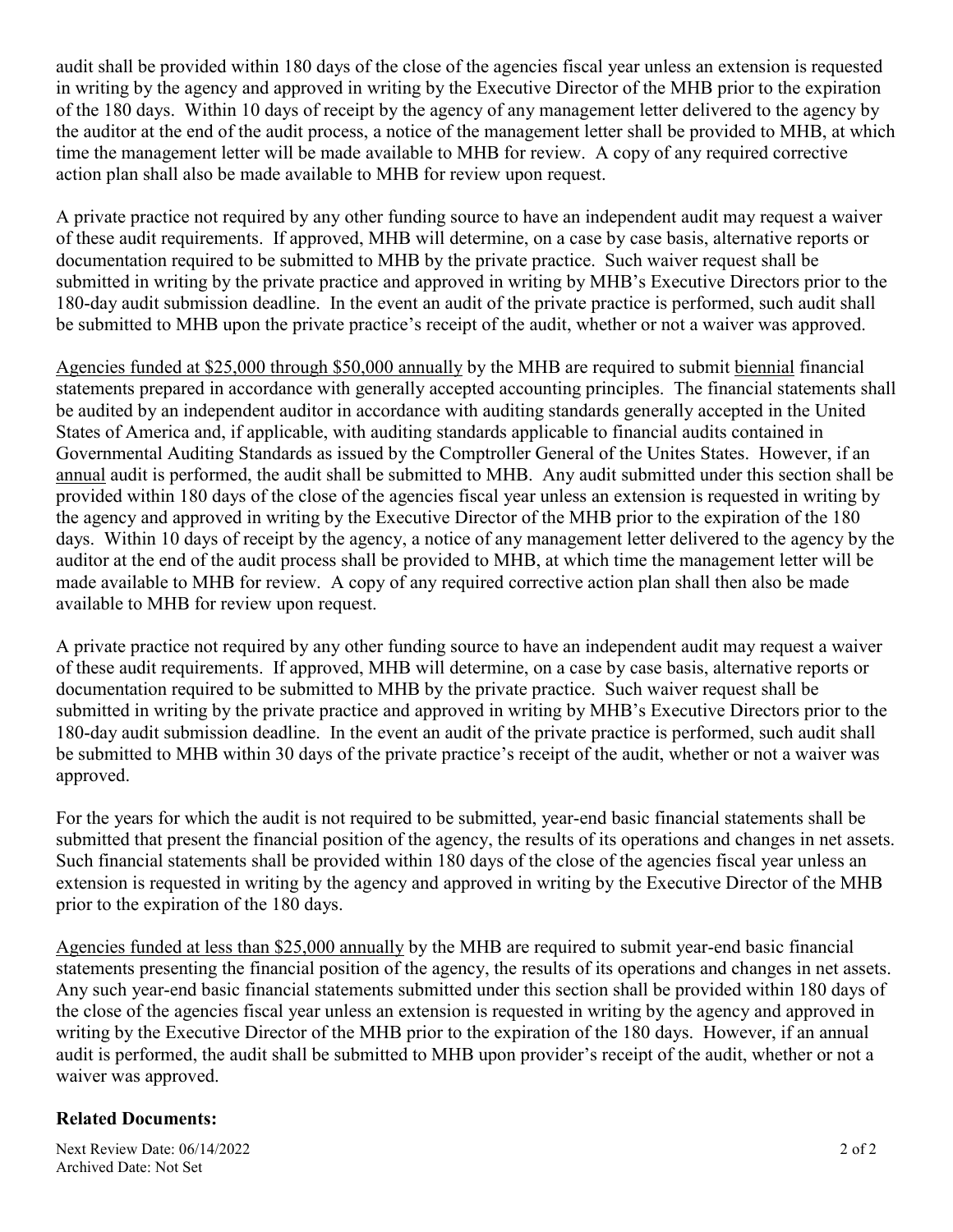audit shall be provided within 180 days of the close of the agencies fiscal year unless an extension is requested in writing by the agency and approved in writing by the Executive Director of the MHB prior to the expiration of the 180 days. Within 10 days of receipt by the agency of any management letter delivered to the agency by the auditor at the end of the audit process, a notice of the management letter shall be provided to MHB, at which time the management letter will be made available to MHB for review. A copy of any required corrective action plan shall also be made available to MHB for review upon request.

A private practice not required by any other funding source to have an independent audit may request a waiver of these audit requirements. If approved, MHB will determine, on a case by case basis, alternative reports or documentation required to be submitted to MHB by the private practice. Such waiver request shall be submitted in writing by the private practice and approved in writing by MHB's Executive Directors prior to the 180-day audit submission deadline. In the event an audit of the private practice is performed, such audit shall be submitted to MHB upon the private practice's receipt of the audit, whether or not a waiver was approved.

Agencies funded at $25,000 through $50,000 annually by the MHB are required to submit biennial financial statements prepared in accordance with generally accepted accounting principles. The financial statements shall be audited by an independent auditor in accordance with auditing standards generally accepted in the United States of America and, if applicable, with auditing standards applicable to financial audits contained in Governmental Auditing Standards as issued by the Comptroller General of the Unites States. However, if an annual audit is performed, the audit shall be submitted to MHB. Any audit submitted under this section shall be provided within 180 days of the close of the agencies fiscal year unless an extension is requested in writing by the agency and approved in writing by the Executive Director of the MHB prior to the expiration of the 180 days. Within 10 days of receipt by the agency, a notice of any management letter delivered to the agency by the auditor at the end of the audit process shall be provided to MHB, at which time the management letter will be made available to MHB for review. A copy of any required corrective action plan shall then also be made available to MHB for review upon request.

A private practice not required by any other funding source to have an independent audit may request a waiver of these audit requirements. If approved, MHB will determine, on a case by case basis, alternative reports or documentation required to be submitted to MHB by the private practice. Such waiver request shall be submitted in writing by the private practice and approved in writing by MHB's Executive Directors prior to the 180-day audit submission deadline. In the event an audit of the private practice is performed, such audit shall be submitted to MHB within 30 days of the private practice's receipt of the audit, whether or not a waiver was approved.

For the years for which the audit is not required to be submitted, year-end basic financial statements shall be submitted that present the financial position of the agency, the results of its operations and changes in net assets. Such financial statements shall be provided within 180 days of the close of the agencies fiscal year unless an extension is requested in writing by the agency and approved in writing by the Executive Director of the MHB prior to the expiration of the 180 days.

Agencies funded at less than $25,000 annually by the MHB are required to submit year-end basic financial statements presenting the financial position of the agency, the results of its operations and changes in net assets. Any such year-end basic financial statements submitted under this section shall be provided within 180 days of the close of the agencies fiscal year unless an extension is requested in writing by the agency and approved in writing by the Executive Director of the MHB prior to the expiration of the 180 days. However, if an annual audit is performed, the audit shall be submitted to MHB upon provider's receipt of the audit, whether or not a waiver was approved.

**Related Documents:**

Next Review Date: 06/14/2022
Archived Date: Not Set